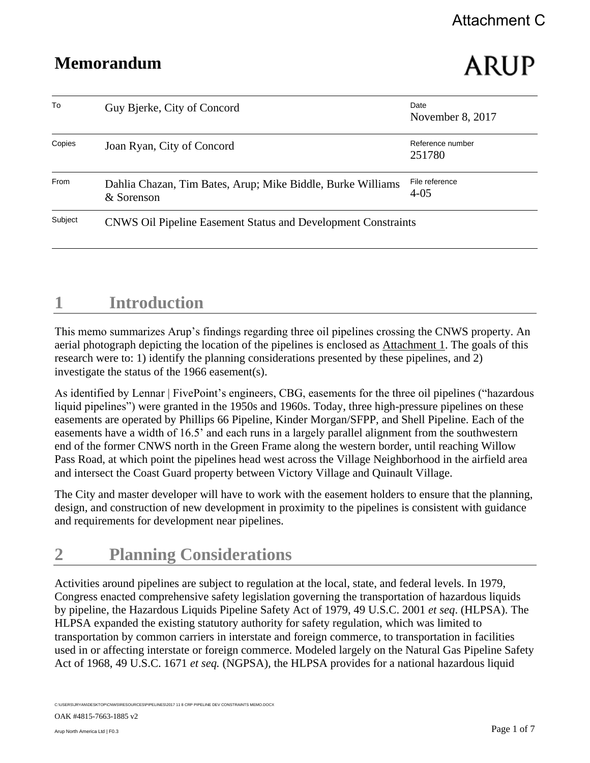Attachment C

# Memorandum

ARUP

| | | | |
|---|---|---|---|
| To | Guy Bjerke, City of Concord | Date | November 8, 2017 |
| Copies | Joan Ryan, City of Concord | Reference number | 251780 |
| From | Dahlia Chazan, Tim Bates, Arup; Mike Biddle, Burke Williams & Sorenson | File reference | 4-05 |
| Subject | CNWS Oil Pipeline Easement Status and Development Constraints | | |

## 1 Introduction

This memo summarizes Arup's findings regarding three oil pipelines crossing the CNWS property. An aerial photograph depicting the location of the pipelines is enclosed as Attachment 1. The goals of this research were to: 1) identify the planning considerations presented by these pipelines, and 2) investigate the status of the 1966 easement(s).

As identified by Lennar | FivePoint's engineers, CBG, easements for the three oil pipelines ("hazardous liquid pipelines") were granted in the 1950s and 1960s. Today, three high-pressure pipelines on these easements are operated by Phillips 66 Pipeline, Kinder Morgan/SFPP, and Shell Pipeline. Each of the easements have a width of 16.5' and each runs in a largely parallel alignment from the southwestern end of the former CNWS north in the Green Frame along the western border, until reaching Willow Pass Road, at which point the pipelines head west across the Village Neighborhood in the airfield area and intersect the Coast Guard property between Victory Village and Quinault Village.

The City and master developer will have to work with the easement holders to ensure that the planning, design, and construction of new development in proximity to the pipelines is consistent with guidance and requirements for development near pipelines.

## 2 Planning Considerations

Activities around pipelines are subject to regulation at the local, state, and federal levels. In 1979, Congress enacted comprehensive safety legislation governing the transportation of hazardous liquids by pipeline, the Hazardous Liquids Pipeline Safety Act of 1979, 49 U.S.C. 2001 *et seq*. (HLPSA). The HLPSA expanded the existing statutory authority for safety regulation, which was limited to transportation by common carriers in interstate and foreign commerce, to transportation in facilities used in or affecting interstate or foreign commerce. Modeled largely on the Natural Gas Pipeline Safety Act of 1968, 49 U.S.C. 1671 *et seq.* (NGPSA), the HLPSA provides for a national hazardous liquid

C:\USERS\JRYAN\DESKTOP\CNWS\RESOURCES\PIPELINES\2017 11 8 CRP PIPELINE DEV CONSTRAINTS MEMO.DOCX

OAK #4815-7663-1885 v2

Arup North America Ltd | F0.3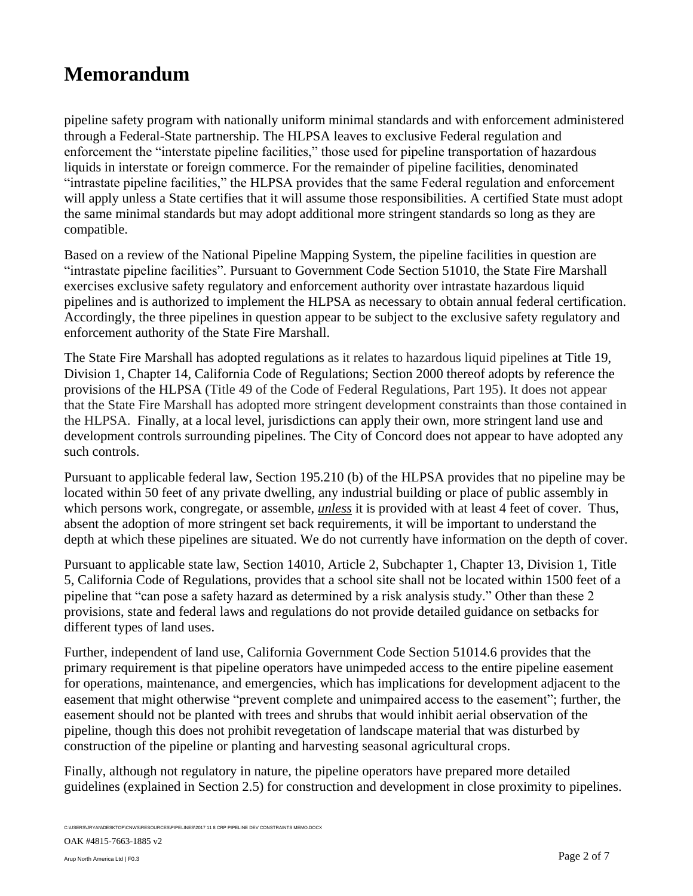pipeline safety program with nationally uniform minimal standards and with enforcement administered through a Federal-State partnership. The HLPSA leaves to exclusive Federal regulation and enforcement the "interstate pipeline facilities," those used for pipeline transportation of hazardous liquids in interstate or foreign commerce. For the remainder of pipeline facilities, denominated "intrastate pipeline facilities," the HLPSA provides that the same Federal regulation and enforcement will apply unless a State certifies that it will assume those responsibilities. A certified State must adopt the same minimal standards but may adopt additional more stringent standards so long as they are compatible.

Based on a review of the National Pipeline Mapping System, the pipeline facilities in question are "intrastate pipeline facilities". Pursuant to Government Code Section 51010, the State Fire Marshall exercises exclusive safety regulatory and enforcement authority over intrastate hazardous liquid pipelines and is authorized to implement the HLPSA as necessary to obtain annual federal certification. Accordingly, the three pipelines in question appear to be subject to the exclusive safety regulatory and enforcement authority of the State Fire Marshall.

The State Fire Marshall has adopted regulations as it relates to hazardous liquid pipelines at Title 19, Division 1, Chapter 14, California Code of Regulations; Section 2000 thereof adopts by reference the provisions of the HLPSA (Title 49 of the Code of Federal Regulations, Part 195). It does not appear that the State Fire Marshall has adopted more stringent development constraints than those contained in the HLPSA. Finally, at a local level, jurisdictions can apply their own, more stringent land use and development controls surrounding pipelines. The City of Concord does not appear to have adopted any such controls.

Pursuant to applicable federal law, Section 195.210 (b) of the HLPSA provides that no pipeline may be located within 50 feet of any private dwelling, any industrial building or place of public assembly in which persons work, congregate, or assemble, ***unless*** it is provided with at least 4 feet of cover. Thus, absent the adoption of more stringent set back requirements, it will be important to understand the depth at which these pipelines are situated. We do not currently have information on the depth of cover.

Pursuant to applicable state law, Section 14010, Article 2, Subchapter 1, Chapter 13, Division 1, Title 5, California Code of Regulations, provides that a school site shall not be located within 1500 feet of a pipeline that "can pose a safety hazard as determined by a risk analysis study." Other than these 2 provisions, state and federal laws and regulations do not provide detailed guidance on setbacks for different types of land uses.

Further, independent of land use, California Government Code Section 51014.6 provides that the primary requirement is that pipeline operators have unimpeded access to the entire pipeline easement for operations, maintenance, and emergencies, which has implications for development adjacent to the easement that might otherwise "prevent complete and unimpaired access to the easement"; further, the easement should not be planted with trees and shrubs that would inhibit aerial observation of the pipeline, though this does not prohibit revegetation of landscape material that was disturbed by construction of the pipeline or planting and harvesting seasonal agricultural crops.

Finally, although not regulatory in nature, the pipeline operators have prepared more detailed guidelines (explained in Section 2.5) for construction and development in close proximity to pipelines.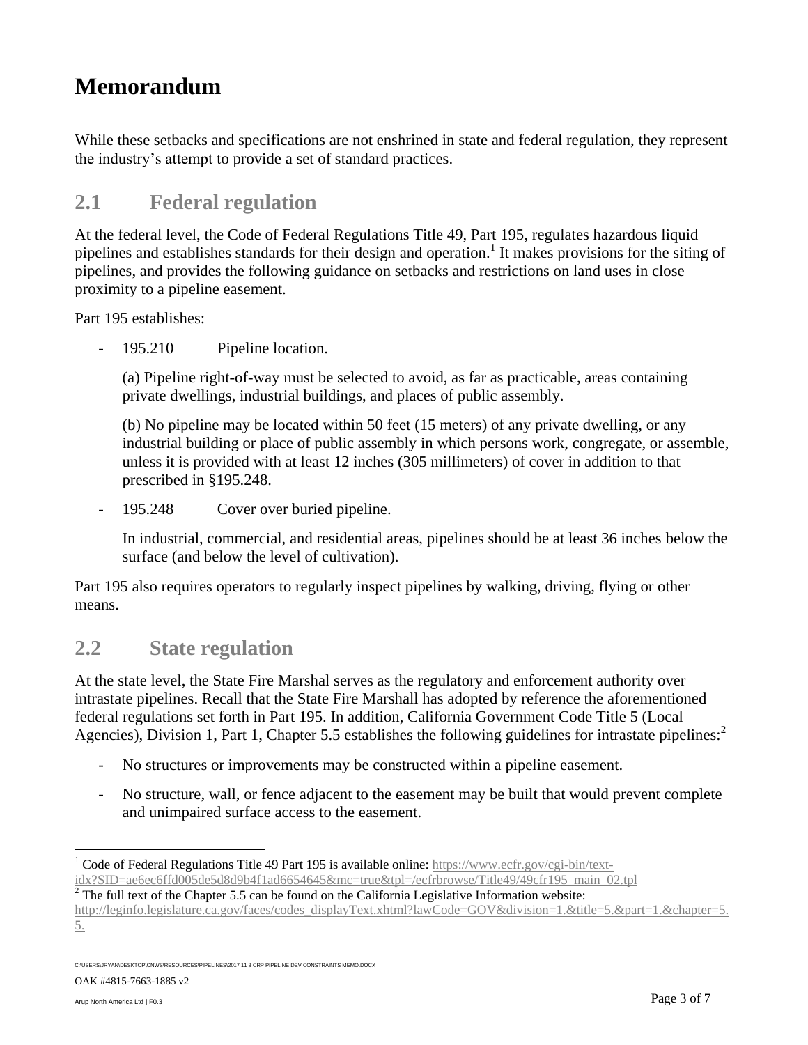# Memorandum

While these setbacks and specifications are not enshrined in state and federal regulation, they represent the industry's attempt to provide a set of standard practices.

## 2.1 Federal regulation

At the federal level, the Code of Federal Regulations Title 49, Part 195, regulates hazardous liquid pipelines and establishes standards for their design and operation.[1] It makes provisions for the siting of pipelines, and provides the following guidance on setbacks and restrictions on land uses in close proximity to a pipeline easement.

Part 195 establishes:

- 195.210 Pipeline location.

  (a) Pipeline right-of-way must be selected to avoid, as far as practicable, areas containing private dwellings, industrial buildings, and places of public assembly.

  (b) No pipeline may be located within 50 feet (15 meters) of any private dwelling, or any industrial building or place of public assembly in which persons work, congregate, or assemble, unless it is provided with at least 12 inches (305 millimeters) of cover in addition to that prescribed in §195.248.

- 195.248 Cover over buried pipeline.

  In industrial, commercial, and residential areas, pipelines should be at least 36 inches below the surface (and below the level of cultivation).

Part 195 also requires operators to regularly inspect pipelines by walking, driving, flying or other means.

## 2.2 State regulation

At the state level, the State Fire Marshal serves as the regulatory and enforcement authority over intrastate pipelines. Recall that the State Fire Marshall has adopted by reference the aforementioned federal regulations set forth in Part 195. In addition, California Government Code Title 5 (Local Agencies), Division 1, Part 1, Chapter 5.5 establishes the following guidelines for intrastate pipelines:[2]

- No structures or improvements may be constructed within a pipeline easement.
- No structure, wall, or fence adjacent to the easement may be built that would prevent complete and unimpaired surface access to the easement.

---

[1] Code of Federal Regulations Title 49 Part 195 is available online: https://www.ecfr.gov/cgi-bin/text-idx?SID=ae6ec6ffd005de5d8d9b4f1ad6654645&mc=true&tpl=/ecfrbrowse/Title49/49cfr195_main_02.tpl

[2] The full text of the Chapter 5.5 can be found on the California Legislative Information website: http://leginfo.legislature.ca.gov/faces/codes_displayText.xhtml?lawCode=GOV&division=1.&title=5.&part=1.&chapter=5.5.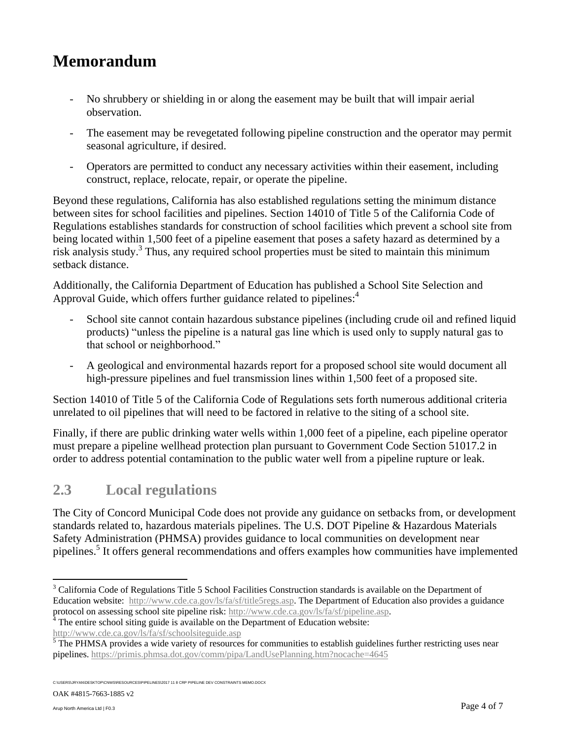# Memorandum

- No shrubbery or shielding in or along the easement may be built that will impair aerial observation.
- The easement may be revegetated following pipeline construction and the operator may permit seasonal agriculture, if desired.
- Operators are permitted to conduct any necessary activities within their easement, including construct, replace, relocate, repair, or operate the pipeline.

Beyond these regulations, California has also established regulations setting the minimum distance between sites for school facilities and pipelines. Section 14010 of Title 5 of the California Code of Regulations establishes standards for construction of school facilities which prevent a school site from being located within 1,500 feet of a pipeline easement that poses a safety hazard as determined by a risk analysis study.[3] Thus, any required school properties must be sited to maintain this minimum setback distance.

Additionally, the California Department of Education has published a School Site Selection and Approval Guide, which offers further guidance related to pipelines:[4]

- School site cannot contain hazardous substance pipelines (including crude oil and refined liquid products) "unless the pipeline is a natural gas line which is used only to supply natural gas to that school or neighborhood."
- A geological and environmental hazards report for a proposed school site would document all high-pressure pipelines and fuel transmission lines within 1,500 feet of a proposed site.

Section 14010 of Title 5 of the California Code of Regulations sets forth numerous additional criteria unrelated to oil pipelines that will need to be factored in relative to the siting of a school site.

Finally, if there are public drinking water wells within 1,000 feet of a pipeline, each pipeline operator must prepare a pipeline wellhead protection plan pursuant to Government Code Section 51017.2 in order to address potential contamination to the public water well from a pipeline rupture or leak.

## 2.3 Local regulations

The City of Concord Municipal Code does not provide any guidance on setbacks from, or development standards related to, hazardous materials pipelines. The U.S. DOT Pipeline & Hazardous Materials Safety Administration (PHMSA) provides guidance to local communities on development near pipelines.[5] It offers general recommendations and offers examples how communities have implemented

---

[3] California Code of Regulations Title 5 School Facilities Construction standards is available on the Department of Education website: http://www.cde.ca.gov/ls/fa/sf/title5regs.asp. The Department of Education also provides a guidance protocol on assessing school site pipeline risk: http://www.cde.ca.gov/ls/fa/sf/pipeline.asp.

[4] The entire school siting guide is available on the Department of Education website: http://www.cde.ca.gov/ls/fa/sf/schoolsiteguide.asp

[5] The PHMSA provides a wide variety of resources for communities to establish guidelines further restricting uses near pipelines. https://primis.phmsa.dot.gov/comm/pipa/LandUsePlanning.htm?nocache=4645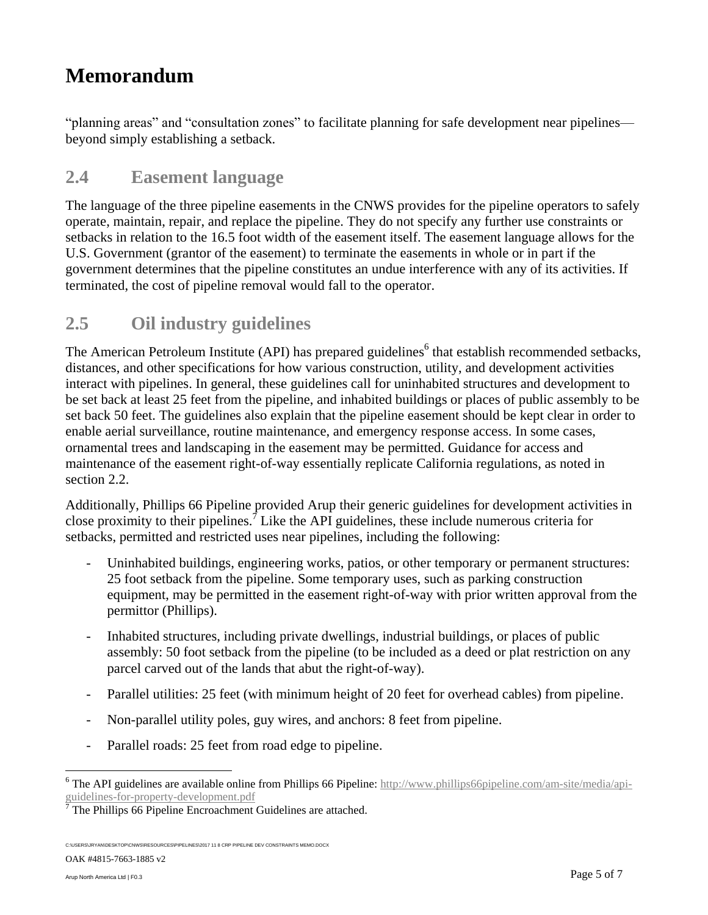"planning areas" and "consultation zones" to facilitate planning for safe development near pipelines—beyond simply establishing a setback.

## 2.4 Easement language

The language of the three pipeline easements in the CNWS provides for the pipeline operators to safely operate, maintain, repair, and replace the pipeline. They do not specify any further use constraints or setbacks in relation to the 16.5 foot width of the easement itself. The easement language allows for the U.S. Government (grantor of the easement) to terminate the easements in whole or in part if the government determines that the pipeline constitutes an undue interference with any of its activities. If terminated, the cost of pipeline removal would fall to the operator.

## 2.5 Oil industry guidelines

The American Petroleum Institute (API) has prepared guidelines[6] that establish recommended setbacks, distances, and other specifications for how various construction, utility, and development activities interact with pipelines. In general, these guidelines call for uninhabited structures and development to be set back at least 25 feet from the pipeline, and inhabited buildings or places of public assembly to be set back 50 feet. The guidelines also explain that the pipeline easement should be kept clear in order to enable aerial surveillance, routine maintenance, and emergency response access. In some cases, ornamental trees and landscaping in the easement may be permitted. Guidance for access and maintenance of the easement right-of-way essentially replicate California regulations, as noted in section 2.2.

Additionally, Phillips 66 Pipeline provided Arup their generic guidelines for development activities in close proximity to their pipelines.[7] Like the API guidelines, these include numerous criteria for setbacks, permitted and restricted uses near pipelines, including the following:

- Uninhabited buildings, engineering works, patios, or other temporary or permanent structures: 25 foot setback from the pipeline. Some temporary uses, such as parking construction equipment, may be permitted in the easement right-of-way with prior written approval from the permittor (Phillips).
- Inhabited structures, including private dwellings, industrial buildings, or places of public assembly: 50 foot setback from the pipeline (to be included as a deed or plat restriction on any parcel carved out of the lands that abut the right-of-way).
- Parallel utilities: 25 feet (with minimum height of 20 feet for overhead cables) from pipeline.
- Non-parallel utility poles, guy wires, and anchors: 8 feet from pipeline.
- Parallel roads: 25 feet from road edge to pipeline.

---

[6] The API guidelines are available online from Phillips 66 Pipeline: http://www.phillips66pipeline.com/am-site/media/api-guidelines-for-property-development.pdf

[7] The Phillips 66 Pipeline Encroachment Guidelines are attached.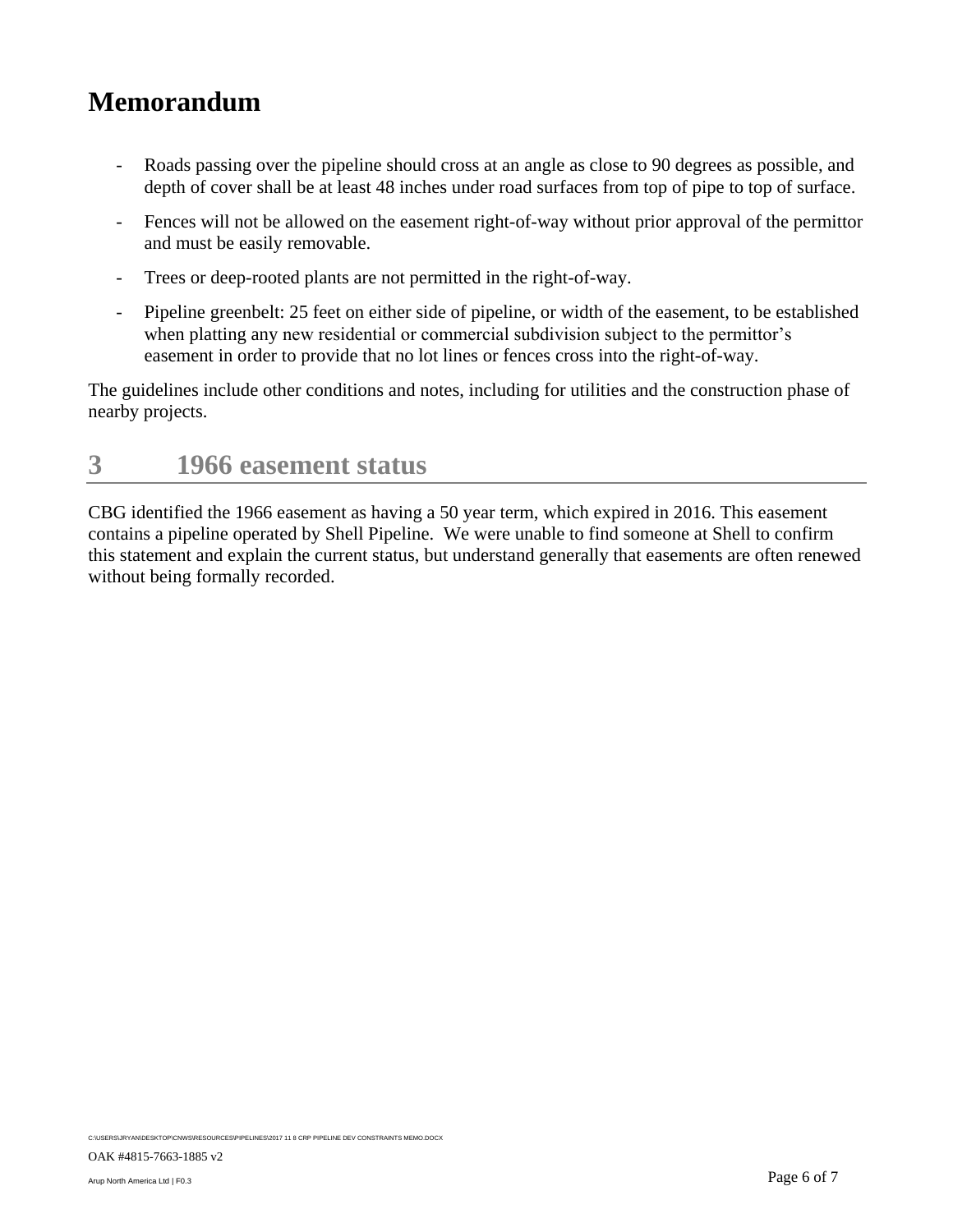- Roads passing over the pipeline should cross at an angle as close to 90 degrees as possible, and depth of cover shall be at least 48 inches under road surfaces from top of pipe to top of surface.
- Fences will not be allowed on the easement right-of-way without prior approval of the permittor and must be easily removable.
- Trees or deep-rooted plants are not permitted in the right-of-way.
- Pipeline greenbelt: 25 feet on either side of pipeline, or width of the easement, to be established when platting any new residential or commercial subdivision subject to the permittor's easement in order to provide that no lot lines or fences cross into the right-of-way.

The guidelines include other conditions and notes, including for utilities and the construction phase of nearby projects.

## 3 1966 easement status

CBG identified the 1966 easement as having a 50 year term, which expired in 2016. This easement contains a pipeline operated by Shell Pipeline. We were unable to find someone at Shell to confirm this statement and explain the current status, but understand generally that easements are often renewed without being formally recorded.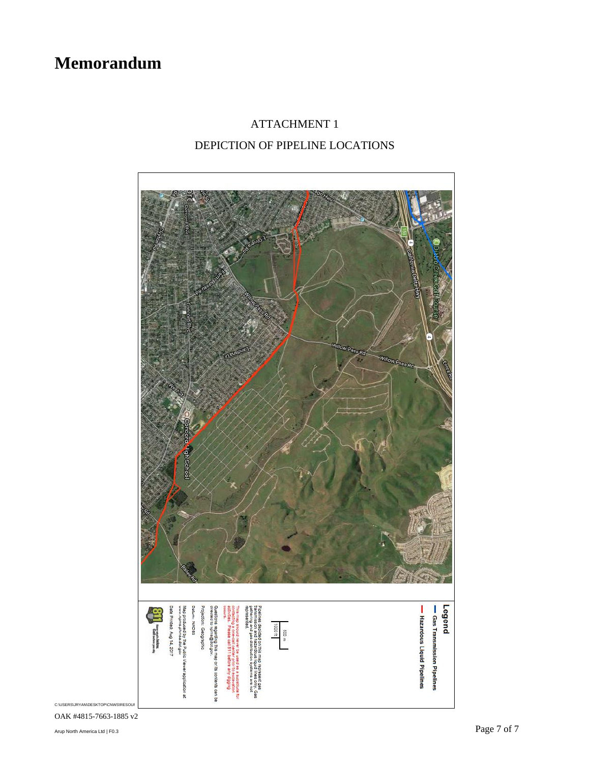# Memorandum

ATTACHMENT 1

DEPICTION OF PIPELINE LOCATIONS

Legend

Gas Transmission Pipelines

Hazardous Liquid Pipelines

500 m

1000 ft

Pipelines depicted on this map represent gas transmission and hazardous liquid lines only. Gas gathering and gas distribution systems are not represented.

This map should never be used as a substitute for contacting a one-call center prior to excavation activities. Please call 811 before any digging occurs.

Questions regarding this map or its contents can be directed to npms@dot.gov.

Projection: Geographic

Datum: NAD83

Map produced by the Public Viewer application at www.npms.phmsa.dot.gov

Date Printed: Aug 14, 2017

811 Know what's below. Call before you dig.

C:\USERS\JRYAN\DESKTOP\CNWS\RESOUR

OAK #4815-7663-1885 v2

Arup North America Ltd | F0.3